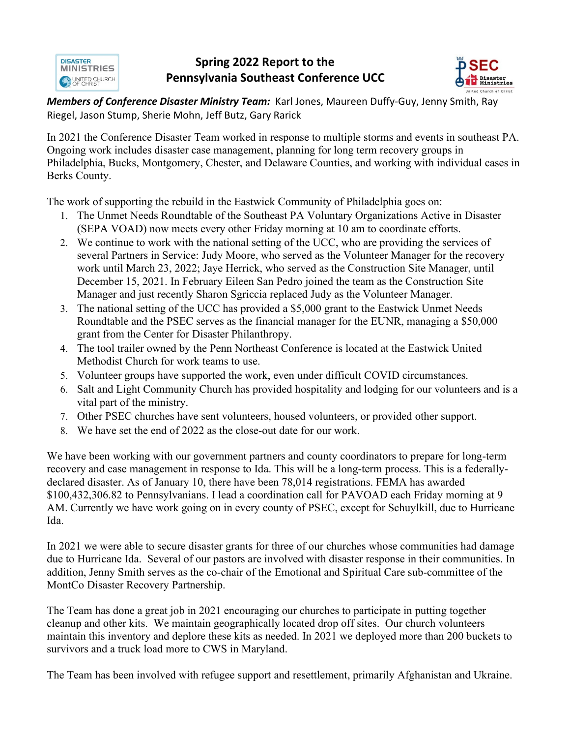# Spring 2022 Report to the Pennsylvania Southeast Conference UCC

***Members of Conference Disaster Ministry Team:*** Karl Jones, Maureen Duffy-Guy, Jenny Smith, Ray Riegel, Jason Stump, Sherie Mohn, Jeff Butz, Gary Rarick

In 2021 the Conference Disaster Team worked in response to multiple storms and events in southeast PA. Ongoing work includes disaster case management, planning for long term recovery groups in Philadelphia, Bucks, Montgomery, Chester, and Delaware Counties, and working with individual cases in Berks County.

The work of supporting the rebuild in the Eastwick Community of Philadelphia goes on:

1. The Unmet Needs Roundtable of the Southeast PA Voluntary Organizations Active in Disaster (SEPA VOAD) now meets every other Friday morning at 10 am to coordinate efforts.
2. We continue to work with the national setting of the UCC, who are providing the services of several Partners in Service: Judy Moore, who served as the Volunteer Manager for the recovery work until March 23, 2022; Jaye Herrick, who served as the Construction Site Manager, until December 15, 2021. In February Eileen San Pedro joined the team as the Construction Site Manager and just recently Sharon Sgriccia replaced Judy as the Volunteer Manager.
3. The national setting of the UCC has provided a $5,000 grant to the Eastwick Unmet Needs Roundtable and the PSEC serves as the financial manager for the EUNR, managing a $50,000 grant from the Center for Disaster Philanthropy.
4. The tool trailer owned by the Penn Northeast Conference is located at the Eastwick United Methodist Church for work teams to use.
5. Volunteer groups have supported the work, even under difficult COVID circumstances.
6. Salt and Light Community Church has provided hospitality and lodging for our volunteers and is a vital part of the ministry.
7. Other PSEC churches have sent volunteers, housed volunteers, or provided other support.
8. We have set the end of 2022 as the close-out date for our work.

We have been working with our government partners and county coordinators to prepare for long-term recovery and case management in response to Ida. This will be a long-term process. This is a federally-declared disaster. As of January 10, there have been 78,014 registrations. FEMA has awarded $100,432,306.82 to Pennsylvanians. I lead a coordination call for PAVOAD each Friday morning at 9 AM. Currently we have work going on in every county of PSEC, except for Schuylkill, due to Hurricane Ida.

In 2021 we were able to secure disaster grants for three of our churches whose communities had damage due to Hurricane Ida. Several of our pastors are involved with disaster response in their communities. In addition, Jenny Smith serves as the co-chair of the Emotional and Spiritual Care sub-committee of the MontCo Disaster Recovery Partnership.

The Team has done a great job in 2021 encouraging our churches to participate in putting together cleanup and other kits. We maintain geographically located drop off sites. Our church volunteers maintain this inventory and deplore these kits as needed. In 2021 we deployed more than 200 buckets to survivors and a truck load more to CWS in Maryland.

The Team has been involved with refugee support and resettlement, primarily Afghanistan and Ukraine.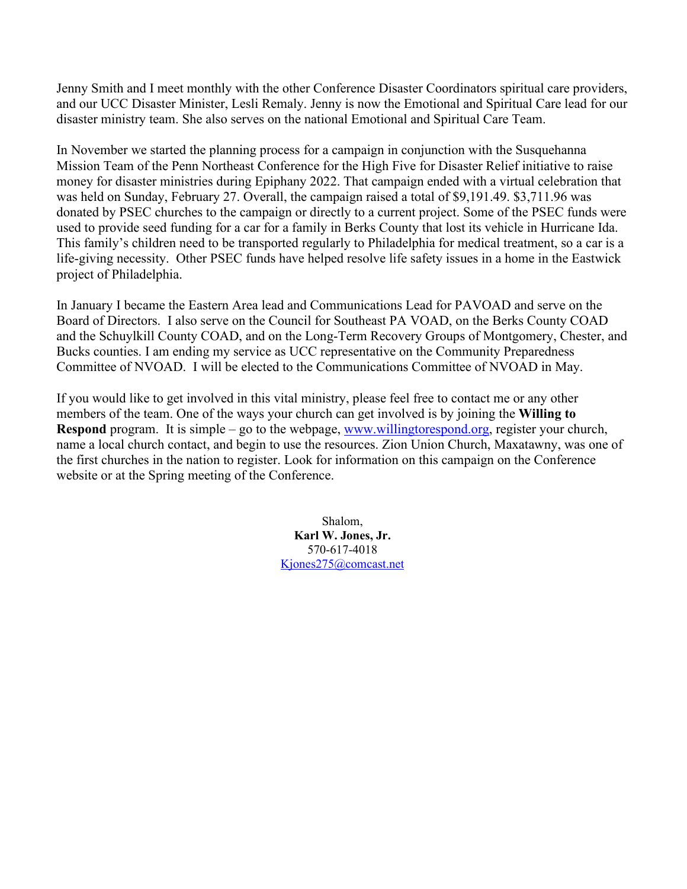Jenny Smith and I meet monthly with the other Conference Disaster Coordinators spiritual care providers, and our UCC Disaster Minister, Lesli Remaly. Jenny is now the Emotional and Spiritual Care lead for our disaster ministry team. She also serves on the national Emotional and Spiritual Care Team.

In November we started the planning process for a campaign in conjunction with the Susquehanna Mission Team of the Penn Northeast Conference for the High Five for Disaster Relief initiative to raise money for disaster ministries during Epiphany 2022. That campaign ended with a virtual celebration that was held on Sunday, February 27. Overall, the campaign raised a total of $9,191.49. $3,711.96 was donated by PSEC churches to the campaign or directly to a current project. Some of the PSEC funds were used to provide seed funding for a car for a family in Berks County that lost its vehicle in Hurricane Ida. This family's children need to be transported regularly to Philadelphia for medical treatment, so a car is a life-giving necessity. Other PSEC funds have helped resolve life safety issues in a home in the Eastwick project of Philadelphia.

In January I became the Eastern Area lead and Communications Lead for PAVOAD and serve on the Board of Directors. I also serve on the Council for Southeast PA VOAD, on the Berks County COAD and the Schuylkill County COAD, and on the Long-Term Recovery Groups of Montgomery, Chester, and Bucks counties. I am ending my service as UCC representative on the Community Preparedness Committee of NVOAD. I will be elected to the Communications Committee of NVOAD in May.

If you would like to get involved in this vital ministry, please feel free to contact me or any other members of the team. One of the ways your church can get involved is by joining the **Willing to Respond** program. It is simple – go to the webpage, [www.willingtorespond.org](http://www.willingtorespond.org), register your church, name a local church contact, and begin to use the resources. Zion Union Church, Maxatawny, was one of the first churches in the nation to register. Look for information on this campaign on the Conference website or at the Spring meeting of the Conference.

Shalom,
**Karl W. Jones, Jr.**
570-617-4018
[Kjones275@comcast.net](mailto:Kjones275@comcast.net)